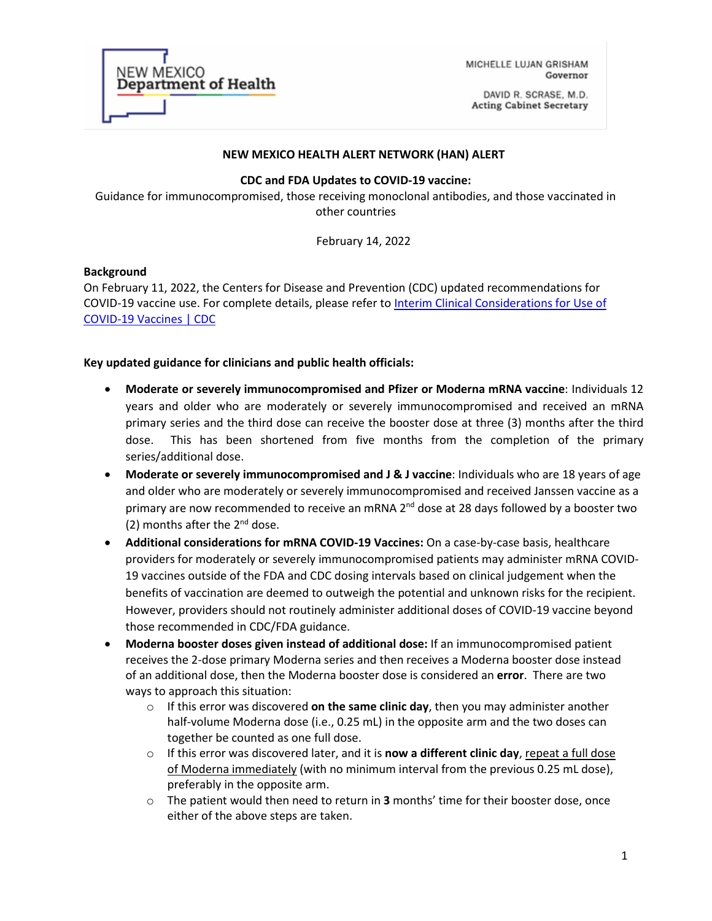NEW MEXICO
Department of Health

MICHELLE LUJAN GRISHAM
Governor

DAVID R. SCRASE, M.D.
Acting Cabinet Secretary

**NEW MEXICO HEALTH ALERT NETWORK (HAN) ALERT**

**CDC and FDA Updates to COVID-19 vaccine:**

Guidance for immunocompromised, those receiving monoclonal antibodies, and those vaccinated in other countries

February 14, 2022

**Background**

On February 11, 2022, the Centers for Disease and Prevention (CDC) updated recommendations for COVID-19 vaccine use. For complete details, please refer to [Interim Clinical Considerations for Use of COVID-19 Vaccines | CDC]

**Key updated guidance for clinicians and public health officials:**

- **Moderate or severely immunocompromised and Pfizer or Moderna mRNA vaccine**: Individuals 12 years and older who are moderately or severely immunocompromised and received an mRNA primary series and the third dose can receive the booster dose at three (3) months after the third dose. This has been shortened from five months from the completion of the primary series/additional dose.
- **Moderate or severely immunocompromised and J & J vaccine**: Individuals who are 18 years of age and older who are moderately or severely immunocompromised and received Janssen vaccine as a primary are now recommended to receive an mRNA 2nd dose at 28 days followed by a booster two (2) months after the 2nd dose.
- **Additional considerations for mRNA COVID-19 Vaccines:** On a case-by-case basis, healthcare providers for moderately or severely immunocompromised patients may administer mRNA COVID-19 vaccines outside of the FDA and CDC dosing intervals based on clinical judgement when the benefits of vaccination are deemed to outweigh the potential and unknown risks for the recipient. However, providers should not routinely administer additional doses of COVID-19 vaccine beyond those recommended in CDC/FDA guidance.
- **Moderna booster doses given instead of additional dose:** If an immunocompromised patient receives the 2-dose primary Moderna series and then receives a Moderna booster dose instead of an additional dose, then the Moderna booster dose is considered an **error**. There are two ways to approach this situation:
  - If this error was discovered **on the same clinic day**, then you may administer another half-volume Moderna dose (i.e., 0.25 mL) in the opposite arm and the two doses can together be counted as one full dose.
  - If this error was discovered later, and it is **now a different clinic day**, repeat a full dose of Moderna immediately (with no minimum interval from the previous 0.25 mL dose), preferably in the opposite arm.
  - The patient would then need to return in **3** months' time for their booster dose, once either of the above steps are taken.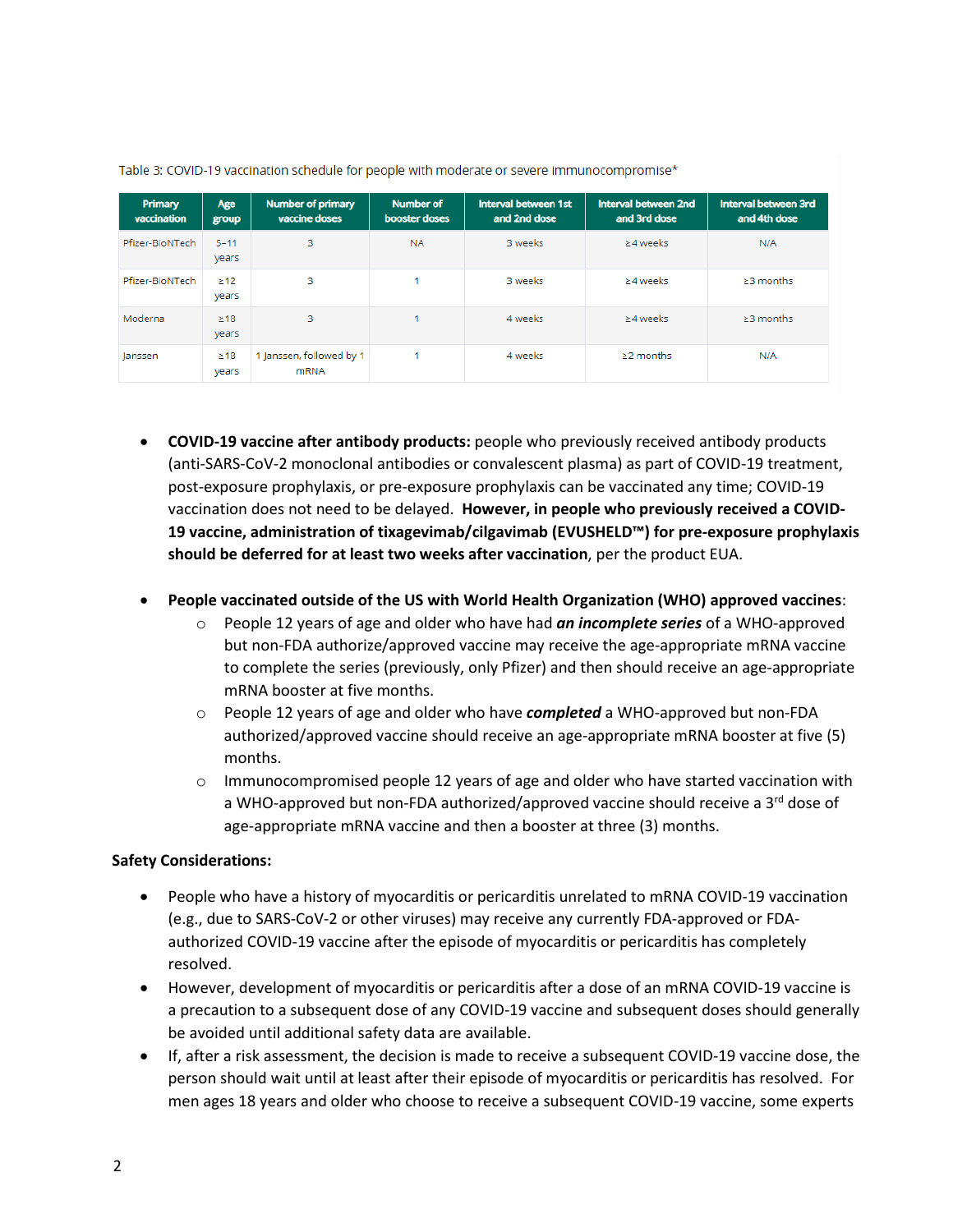Table 3: COVID-19 vaccination schedule for people with moderate or severe immunocompromise*

| Primary vaccination | Age group | Number of primary vaccine doses | Number of booster doses | Interval between 1st and 2nd dose | Interval between 2nd and 3rd dose | Interval between 3rd and 4th dose |
|---|---|---|---|---|---|---|
| Pfizer-BioNTech | 5–11 years | 3 | NA | 3 weeks | ≥4 weeks | N/A |
| Pfizer-BioNTech | ≥12 years | 3 | 1 | 3 weeks | ≥4 weeks | ≥3 months |
| Moderna | ≥18 years | 3 | 1 | 4 weeks | ≥4 weeks | ≥3 months |
| Janssen | ≥18 years | 1 Janssen, followed by 1 mRNA | 1 | 4 weeks | ≥2 months | N/A |

- **COVID-19 vaccine after antibody products:** people who previously received antibody products (anti-SARS-CoV-2 monoclonal antibodies or convalescent plasma) as part of COVID-19 treatment, post-exposure prophylaxis, or pre-exposure prophylaxis can be vaccinated any time; COVID-19 vaccination does not need to be delayed. **However, in people who previously received a COVID-19 vaccine, administration of tixagevimab/cilgavimab (EVUSHELD™) for pre-exposure prophylaxis should be deferred for at least two weeks after vaccination**, per the product EUA.

- **People vaccinated outside of the US with World Health Organization (WHO) approved vaccines**:
  - People 12 years of age and older who have had ***an incomplete series*** of a WHO-approved but non-FDA authorize/approved vaccine may receive the age-appropriate mRNA vaccine to complete the series (previously, only Pfizer) and then should receive an age-appropriate mRNA booster at five months.
  - People 12 years of age and older who have ***completed*** a WHO-approved but non-FDA authorized/approved vaccine should receive an age-appropriate mRNA booster at five (5) months.
  - Immunocompromised people 12 years of age and older who have started vaccination with a WHO-approved but non-FDA authorized/approved vaccine should receive a 3rd dose of age-appropriate mRNA vaccine and then a booster at three (3) months.

**Safety Considerations:**

- People who have a history of myocarditis or pericarditis unrelated to mRNA COVID-19 vaccination (e.g., due to SARS-CoV-2 or other viruses) may receive any currently FDA-approved or FDA-authorized COVID-19 vaccine after the episode of myocarditis or pericarditis has completely resolved.
- However, development of myocarditis or pericarditis after a dose of an mRNA COVID-19 vaccine is a precaution to a subsequent dose of any COVID-19 vaccine and subsequent doses should generally be avoided until additional safety data are available.
- If, after a risk assessment, the decision is made to receive a subsequent COVID-19 vaccine dose, the person should wait until at least after their episode of myocarditis or pericarditis has resolved. For men ages 18 years and older who choose to receive a subsequent COVID-19 vaccine, some experts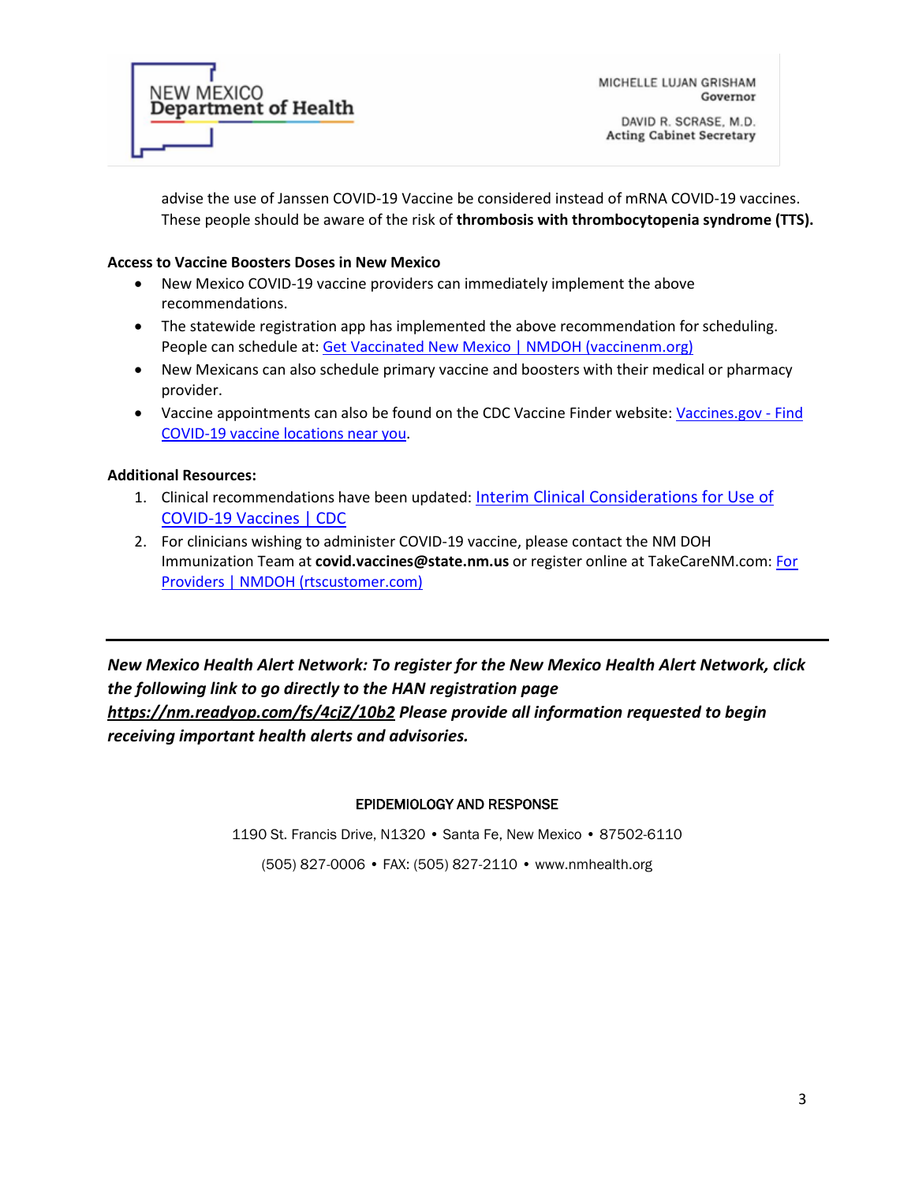advise the use of Janssen COVID-19 Vaccine be considered instead of mRNA COVID-19 vaccines. These people should be aware of the risk of **thrombosis with thrombocytopenia syndrome (TTS).**

**Access to Vaccine Boosters Doses in New Mexico**

- New Mexico COVID-19 vaccine providers can immediately implement the above recommendations.
- The statewide registration app has implemented the above recommendation for scheduling. People can schedule at: [Get Vaccinated New Mexico | NMDOH (vaccinenm.org)]()
- New Mexicans can also schedule primary vaccine and boosters with their medical or pharmacy provider.
- Vaccine appointments can also be found on the CDC Vaccine Finder website: [Vaccines.gov - Find COVID-19 vaccine locations near you]().

**Additional Resources:**

1. Clinical recommendations have been updated: [Interim Clinical Considerations for Use of COVID-19 Vaccines | CDC]()
2. For clinicians wishing to administer COVID-19 vaccine, please contact the NM DOH Immunization Team at **covid.vaccines@state.nm.us** or register online at TakeCareNM.com: [For Providers | NMDOH (rtscustomer.com)]()

---

***New Mexico Health Alert Network: To register for the New Mexico Health Alert Network, click the following link to go directly to the HAN registration page [https://nm.readyop.com/fs/4cjZ/10b2](https://nm.readyop.com/fs/4cjZ/10b2) Please provide all information requested to begin receiving important health alerts and advisories.***

EPIDEMIOLOGY AND RESPONSE

1190 St. Francis Drive, N1320 • Santa Fe, New Mexico • 87502-6110

(505) 827-0006 • FAX: (505) 827-2110 • www.nmhealth.org